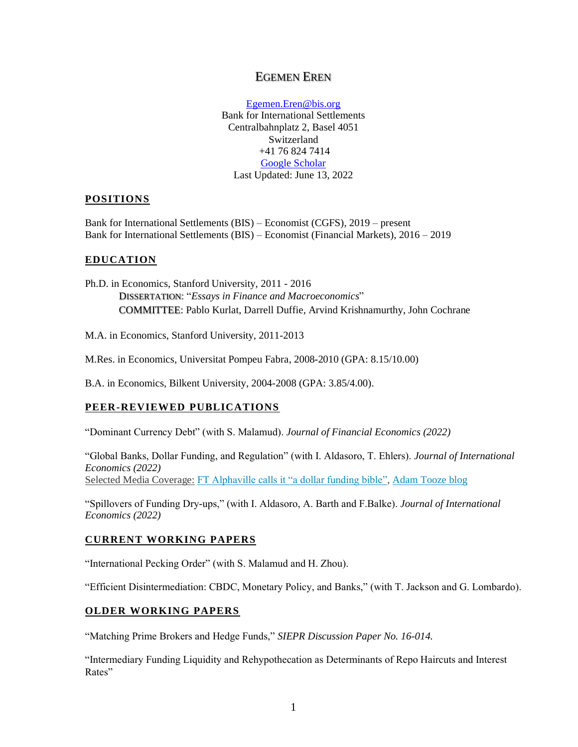# Egemen Eren

[Egemen.Eren@bis.org](mailto:Egemen.Eren@bis.org)
Bank for International Settlements
Centralbahnplatz 2, Basel 4051
Switzerland
+41 76 824 7414
[Google Scholar]()
Last Updated: June 13, 2022

## POSITIONS

Bank for International Settlements (BIS) – Economist (CGFS), 2019 – present
Bank for International Settlements (BIS) – Economist (Financial Markets), 2016 – 2019

## EDUCATION

Ph.D. in Economics, Stanford University, 2011 - 2016
  DISSERTATION: "*Essays in Finance and Macroeconomics*"
  COMMITTEE: Pablo Kurlat, Darrell Duffie, Arvind Krishnamurthy, John Cochrane

M.A. in Economics, Stanford University, 2011-2013

M.Res. in Economics, Universitat Pompeu Fabra, 2008-2010 (GPA: 8.15/10.00)

B.A. in Economics, Bilkent University, 2004-2008 (GPA: 3.85/4.00).

## PEER-REVIEWED PUBLICATIONS

"Dominant Currency Debt" (with S. Malamud). *Journal of Financial Economics (2022)*

"Global Banks, Dollar Funding, and Regulation" (with I. Aldasoro, T. Ehlers). *Journal of International Economics (2022)*
Selected Media Coverage: FT Alphaville calls it "a dollar funding bible", Adam Tooze blog

"Spillovers of Funding Dry-ups," (with I. Aldasoro, A. Barth and F.Balke). *Journal of International Economics (2022)*

## CURRENT WORKING PAPERS

"International Pecking Order" (with S. Malamud and H. Zhou).

"Efficient Disintermediation: CBDC, Monetary Policy, and Banks," (with T. Jackson and G. Lombardo).

## OLDER WORKING PAPERS

"Matching Prime Brokers and Hedge Funds," *SIEPR Discussion Paper No. 16-014.*

"Intermediary Funding Liquidity and Rehypothecation as Determinants of Repo Haircuts and Interest Rates"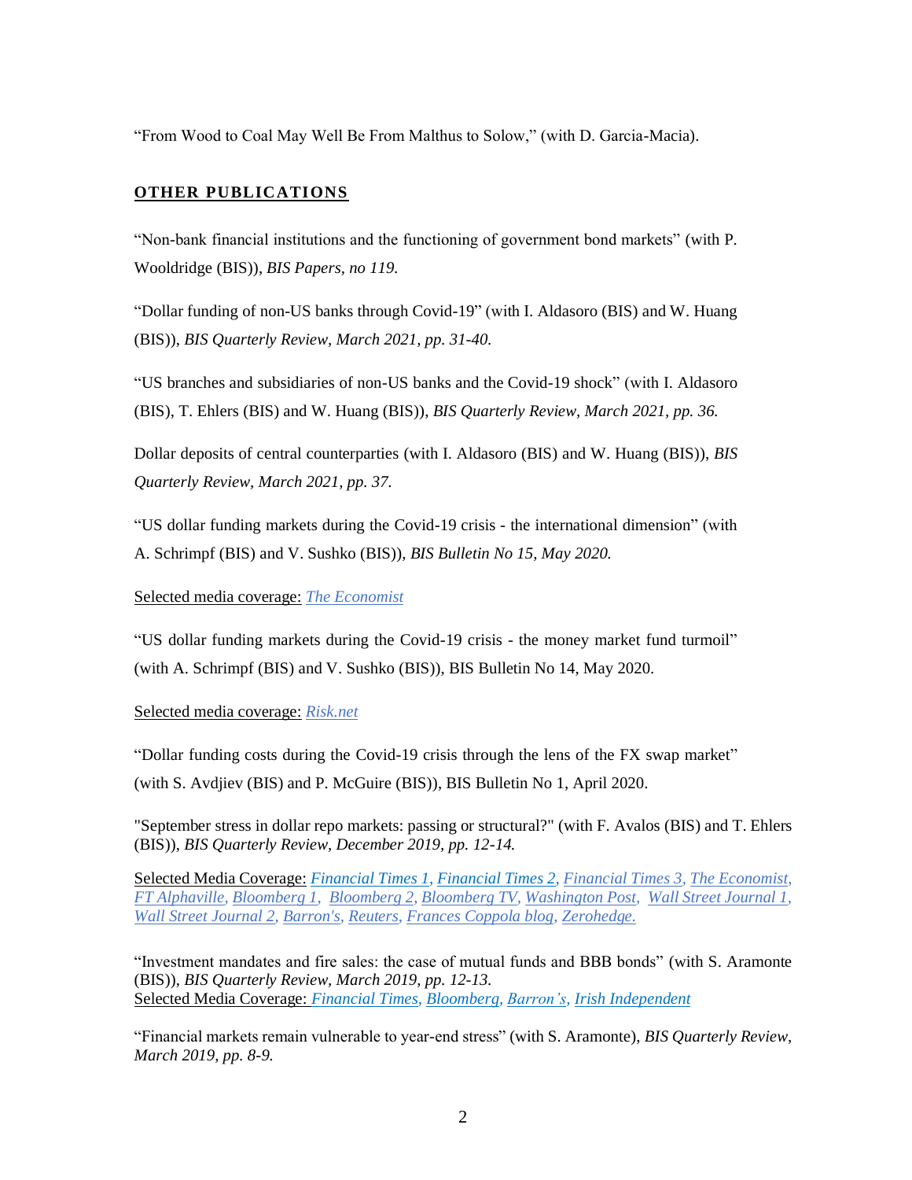"From Wood to Coal May Well Be From Malthus to Solow," (with D. Garcia-Macia).

## **OTHER PUBLICATIONS**

"Non-bank financial institutions and the functioning of government bond markets" (with P. Wooldridge (BIS)), *BIS Papers, no 119.*

"Dollar funding of non-US banks through Covid-19" (with I. Aldasoro (BIS) and W. Huang (BIS)), *BIS Quarterly Review, March 2021, pp. 31-40.*

"US branches and subsidiaries of non-US banks and the Covid-19 shock" (with I. Aldasoro (BIS), T. Ehlers (BIS) and W. Huang (BIS)), *BIS Quarterly Review, March 2021, pp. 36.*

Dollar deposits of central counterparties (with I. Aldasoro (BIS) and W. Huang (BIS)), *BIS Quarterly Review, March 2021, pp. 37.*

"US dollar funding markets during the Covid-19 crisis - the international dimension" (with A. Schrimpf (BIS) and V. Sushko (BIS)), *BIS Bulletin No 15, May 2020.*

Selected media coverage: *The Economist*

"US dollar funding markets during the Covid-19 crisis - the money market fund turmoil" (with A. Schrimpf (BIS) and V. Sushko (BIS)), BIS Bulletin No 14, May 2020.

Selected media coverage: *Risk.net*

"Dollar funding costs during the Covid-19 crisis through the lens of the FX swap market" (with S. Avdjiev (BIS) and P. McGuire (BIS)), BIS Bulletin No 1, April 2020.

"September stress in dollar repo markets: passing or structural?" (with F. Avalos (BIS) and T. Ehlers (BIS)), *BIS Quarterly Review, December 2019, pp. 12-14.*

Selected Media Coverage: *Financial Times 1, Financial Times 2, Financial Times 3, The Economist, FT Alphaville, Bloomberg 1, Bloomberg 2, Bloomberg TV, Washington Post, Wall Street Journal 1, Wall Street Journal 2, Barron's, Reuters, Frances Coppola blog, Zerohedge.*

"Investment mandates and fire sales: the case of mutual funds and BBB bonds" (with S. Aramonte (BIS)), *BIS Quarterly Review, March 2019, pp. 12-13.*
Selected Media Coverage: *Financial Times, Bloomberg, Barron's, Irish Independent*

"Financial markets remain vulnerable to year-end stress" (with S. Aramonte), *BIS Quarterly Review, March 2019, pp. 8-9.*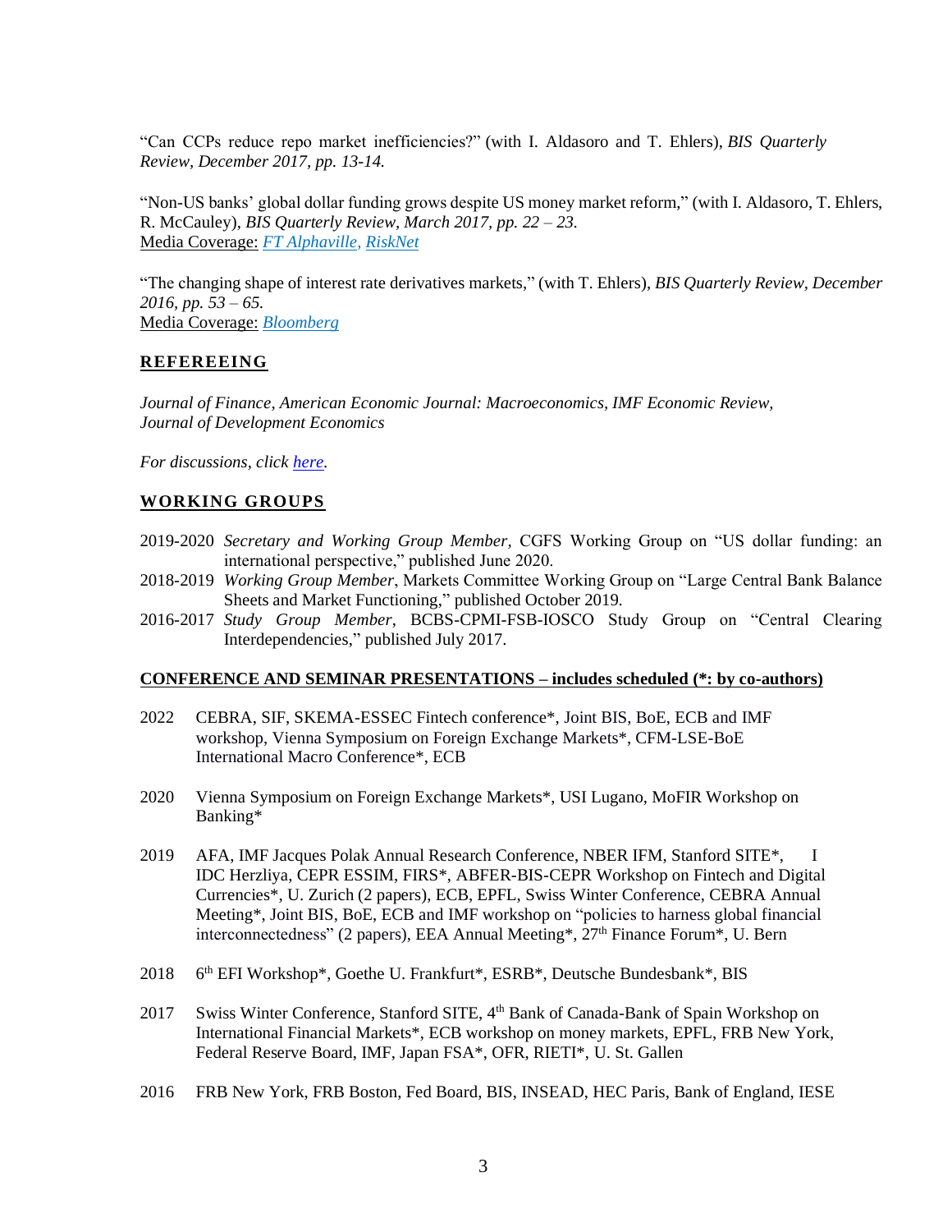"Can CCPs reduce repo market inefficiencies?" (with I. Aldasoro and T. Ehlers), *BIS Quarterly Review, December 2017, pp. 13-14.*

"Non-US banks' global dollar funding grows despite US money market reform," (with I. Aldasoro, T. Ehlers, R. McCauley), *BIS Quarterly Review, March 2017, pp. 22 – 23.*
Media Coverage: *FT Alphaville, RiskNet*

"The changing shape of interest rate derivatives markets," (with T. Ehlers), *BIS Quarterly Review, December 2016, pp. 53 – 65.*
Media Coverage: *Bloomberg*

## REFEREEING

*Journal of Finance, American Economic Journal: Macroeconomics, IMF Economic Review, Journal of Development Economics*

*For discussions, click here.*

## WORKING GROUPS

- 2019-2020 *Secretary and Working Group Member*, CGFS Working Group on "US dollar funding: an international perspective," published June 2020.
- 2018-2019 *Working Group Member*, Markets Committee Working Group on "Large Central Bank Balance Sheets and Market Functioning," published October 2019.
- 2016-2017 *Study Group Member*, BCBS-CPMI-FSB-IOSCO Study Group on "Central Clearing Interdependencies," published July 2017.

## CONFERENCE AND SEMINAR PRESENTATIONS – includes scheduled (*: by co-authors)

2022 CEBRA, SIF, SKEMA-ESSEC Fintech conference*, Joint BIS, BoE, ECB and IMF workshop, Vienna Symposium on Foreign Exchange Markets*, CFM-LSE-BoE International Macro Conference*, ECB

2020 Vienna Symposium on Foreign Exchange Markets*, USI Lugano, MoFIR Workshop on Banking*

2019 AFA, IMF Jacques Polak Annual Research Conference, NBER IFM, Stanford SITE*, IDC Herzliya, CEPR ESSIM, FIRS*, ABFER-BIS-CEPR Workshop on Fintech and Digital Currencies*, U. Zurich (2 papers), ECB, EPFL, Swiss Winter Conference, CEBRA Annual Meeting*, Joint BIS, BoE, ECB and IMF workshop on "policies to harness global financial interconnectedness" (2 papers), EEA Annual Meeting*, 27th Finance Forum*, U. Bern

2018 6th EFI Workshop*, Goethe U. Frankfurt*, ESRB*, Deutsche Bundesbank*, BIS

2017 Swiss Winter Conference, Stanford SITE, 4th Bank of Canada-Bank of Spain Workshop on International Financial Markets*, ECB workshop on money markets, EPFL, FRB New York, Federal Reserve Board, IMF, Japan FSA*, OFR, RIETI*, U. St. Gallen

2016 FRB New York, FRB Boston, Fed Board, BIS, INSEAD, HEC Paris, Bank of England, IESE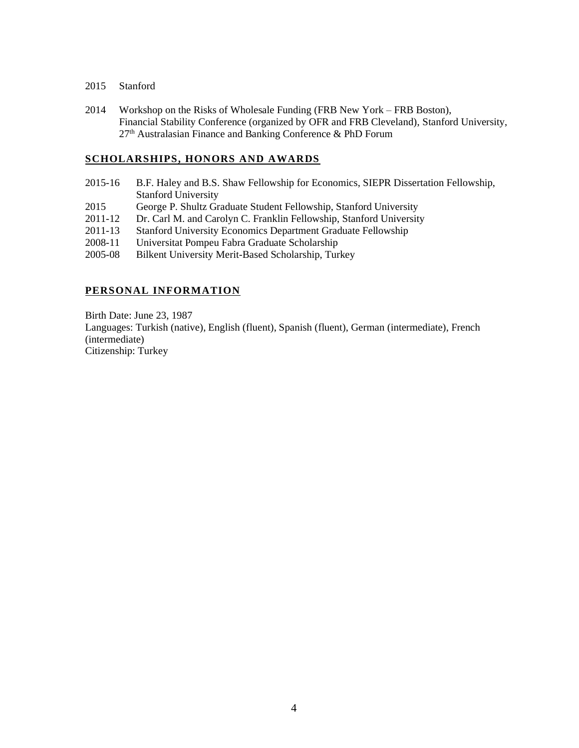2015 Stanford

2014 Workshop on the Risks of Wholesale Funding (FRB New York – FRB Boston), Financial Stability Conference (organized by OFR and FRB Cleveland), Stanford University, 27th Australasian Finance and Banking Conference & PhD Forum

## SCHOLARSHIPS, HONORS AND AWARDS

2015-16 B.F. Haley and B.S. Shaw Fellowship for Economics, SIEPR Dissertation Fellowship, Stanford University
2015 George P. Shultz Graduate Student Fellowship, Stanford University
2011-12 Dr. Carl M. and Carolyn C. Franklin Fellowship, Stanford University
2011-13 Stanford University Economics Department Graduate Fellowship
2008-11 Universitat Pompeu Fabra Graduate Scholarship
2005-08 Bilkent University Merit-Based Scholarship, Turkey

## PERSONAL INFORMATION

Birth Date: June 23, 1987
Languages: Turkish (native), English (fluent), Spanish (fluent), German (intermediate), French (intermediate)
Citizenship: Turkey